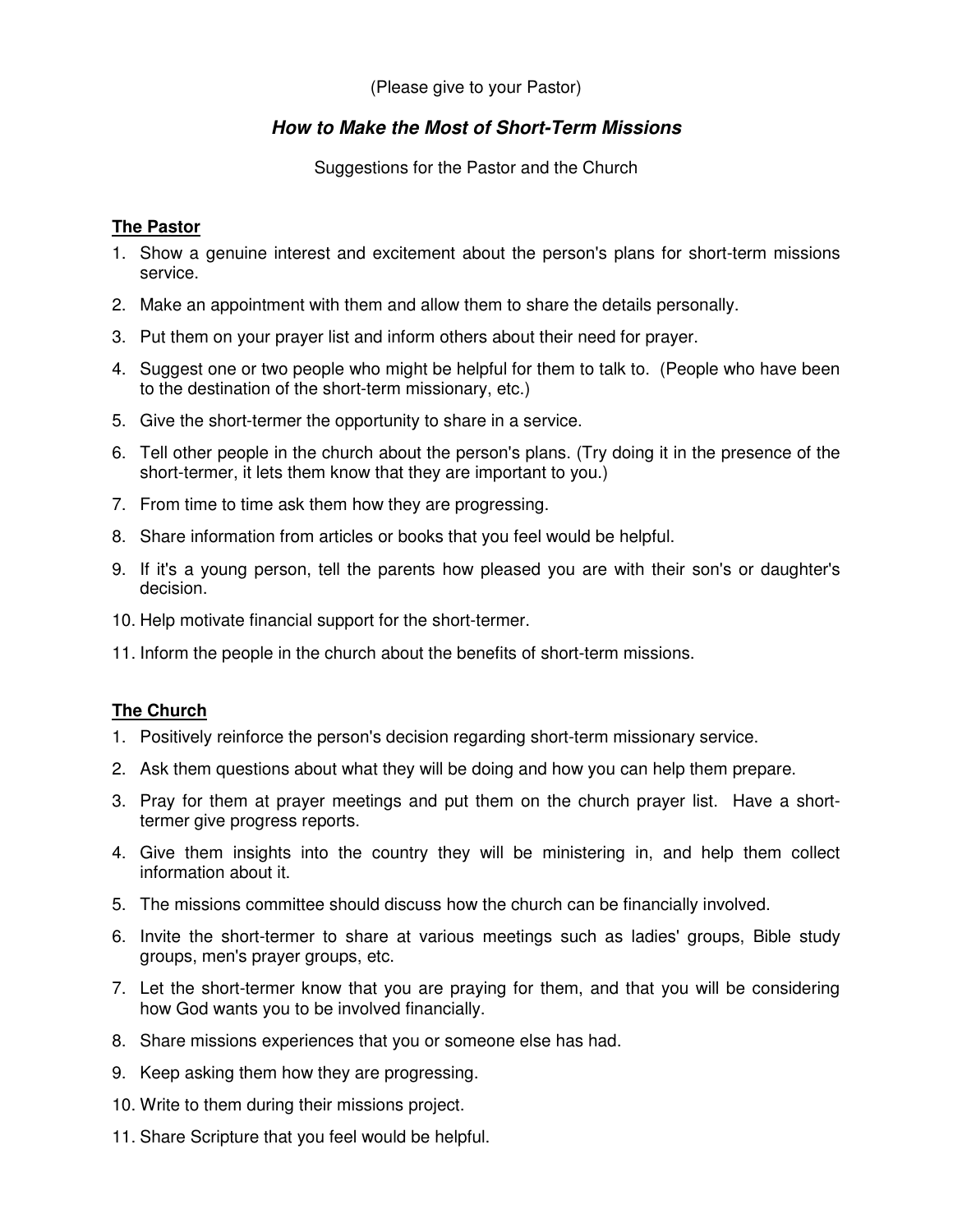(Please give to your Pastor)

# *How to Make the Most of Short-Term Missions*

Suggestions for the Pastor and the Church

## The Pastor

1. Show a genuine interest and excitement about the person's plans for short-term missions service.
2. Make an appointment with them and allow them to share the details personally.
3. Put them on your prayer list and inform others about their need for prayer.
4. Suggest one or two people who might be helpful for them to talk to. (People who have been to the destination of the short-term missionary, etc.)
5. Give the short-termer the opportunity to share in a service.
6. Tell other people in the church about the person's plans. (Try doing it in the presence of the short-termer, it lets them know that they are important to you.)
7. From time to time ask them how they are progressing.
8. Share information from articles or books that you feel would be helpful.
9. If it's a young person, tell the parents how pleased you are with their son's or daughter's decision.
10. Help motivate financial support for the short-termer.
11. Inform the people in the church about the benefits of short-term missions.

## The Church

1. Positively reinforce the person's decision regarding short-term missionary service.
2. Ask them questions about what they will be doing and how you can help them prepare.
3. Pray for them at prayer meetings and put them on the church prayer list. Have a short-termer give progress reports.
4. Give them insights into the country they will be ministering in, and help them collect information about it.
5. The missions committee should discuss how the church can be financially involved.
6. Invite the short-termer to share at various meetings such as ladies' groups, Bible study groups, men's prayer groups, etc.
7. Let the short-termer know that you are praying for them, and that you will be considering how God wants you to be involved financially.
8. Share missions experiences that you or someone else has had.
9. Keep asking them how they are progressing.
10. Write to them during their missions project.
11. Share Scripture that you feel would be helpful.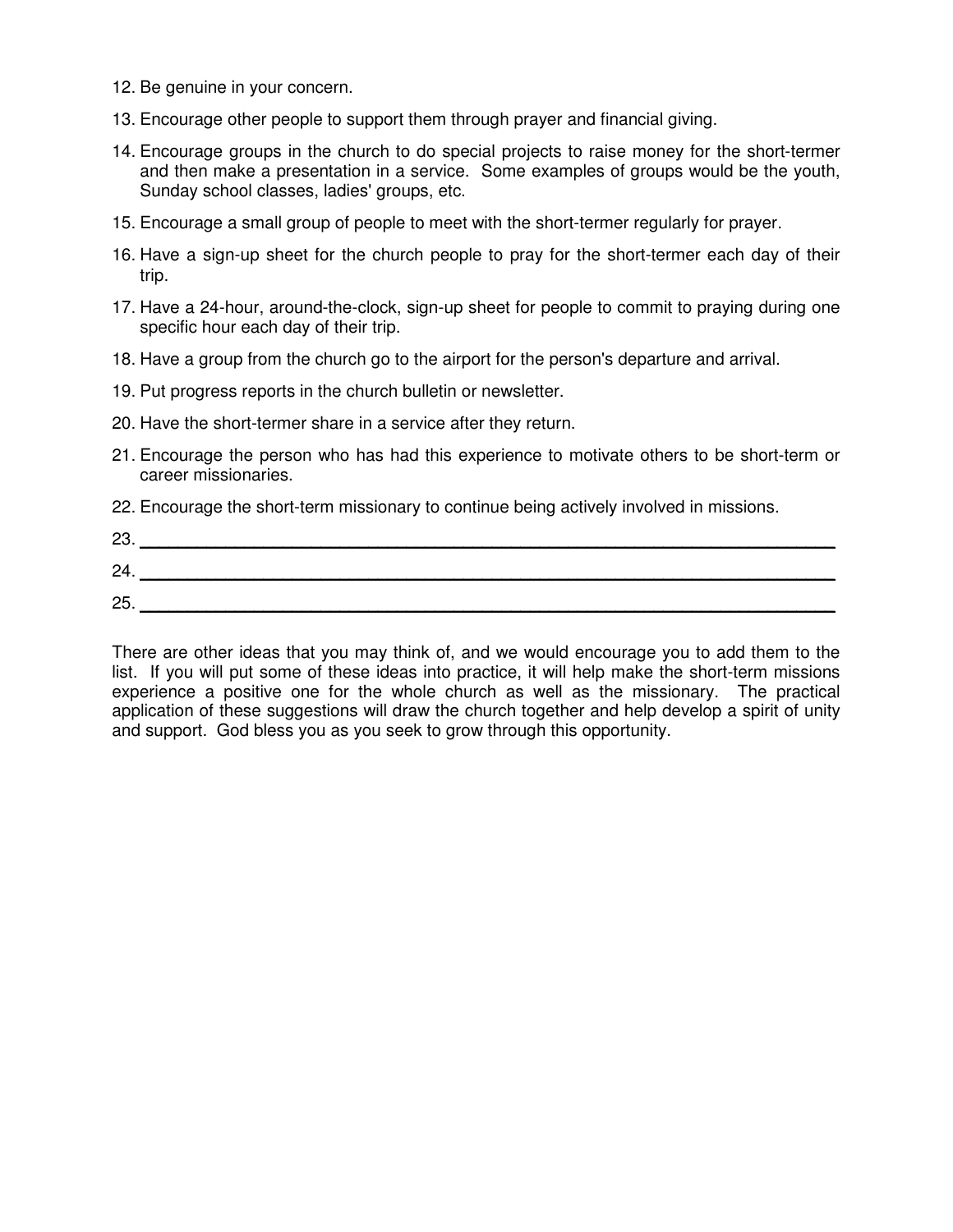12. Be genuine in your concern.
13. Encourage other people to support them through prayer and financial giving.
14. Encourage groups in the church to do special projects to raise money for the short-termer and then make a presentation in a service. Some examples of groups would be the youth, Sunday school classes, ladies' groups, etc.
15. Encourage a small group of people to meet with the short-termer regularly for prayer.
16. Have a sign-up sheet for the church people to pray for the short-termer each day of their trip.
17. Have a 24-hour, around-the-clock, sign-up sheet for people to commit to praying during one specific hour each day of their trip.
18. Have a group from the church go to the airport for the person's departure and arrival.
19. Put progress reports in the church bulletin or newsletter.
20. Have the short-termer share in a service after they return.
21. Encourage the person who has had this experience to motivate others to be short-term or career missionaries.
22. Encourage the short-term missionary to continue being actively involved in missions.
23. ______________________________________________________________________
24. ______________________________________________________________________
25. ______________________________________________________________________

There are other ideas that you may think of, and we would encourage you to add them to the list. If you will put some of these ideas into practice, it will help make the short-term missions experience a positive one for the whole church as well as the missionary. The practical application of these suggestions will draw the church together and help develop a spirit of unity and support. God bless you as you seek to grow through this opportunity.